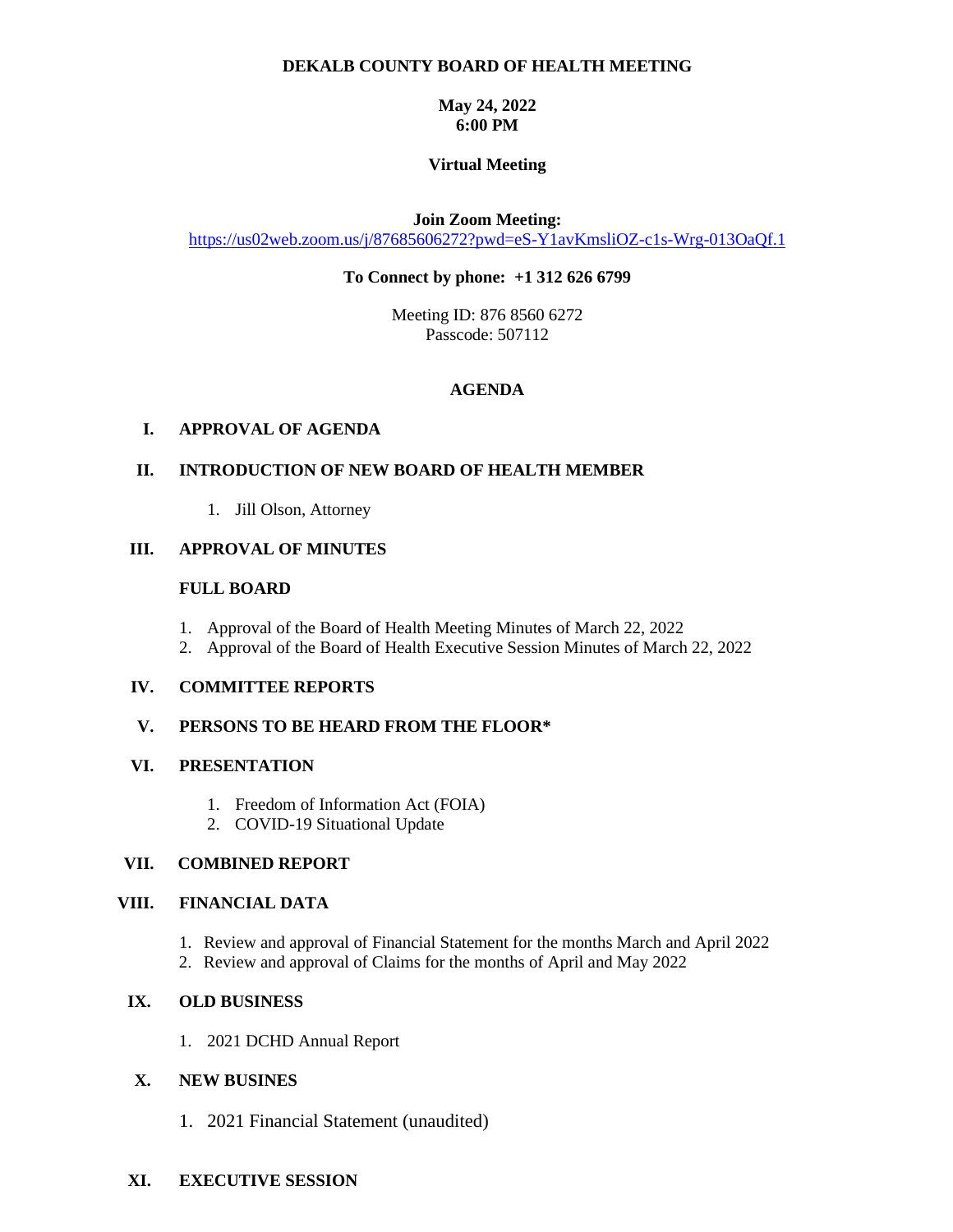**DEKALB COUNTY BOARD OF HEALTH MEETING**

**May 24, 2022**
**6:00 PM**

**Virtual Meeting**

**Join Zoom Meeting:**
https://us02web.zoom.us/j/87685606272?pwd=eS-Y1avKmsliOZ-c1s-Wrg-013OaQf.1

**To Connect by phone: +1 312 626 6799**

Meeting ID: 876 8560 6272
Passcode: 507112

## AGENDA

**I. APPROVAL OF AGENDA**

**II. INTRODUCTION OF NEW BOARD OF HEALTH MEMBER**

1. Jill Olson, Attorney

**III. APPROVAL OF MINUTES**

**FULL BOARD**

1. Approval of the Board of Health Meeting Minutes of March 22, 2022
2. Approval of the Board of Health Executive Session Minutes of March 22, 2022

**IV. COMMITTEE REPORTS**

**V. PERSONS TO BE HEARD FROM THE FLOOR***

**VI. PRESENTATION**

1. Freedom of Information Act (FOIA)
2. COVID-19 Situational Update

**VII. COMBINED REPORT**

**VIII. FINANCIAL DATA**

1. Review and approval of Financial Statement for the months March and April 2022
2. Review and approval of Claims for the months of April and May 2022

**IX. OLD BUSINESS**

1. 2021 DCHD Annual Report

**X. NEW BUSINES**

1. 2021 Financial Statement (unaudited)

**XI. EXECUTIVE SESSION**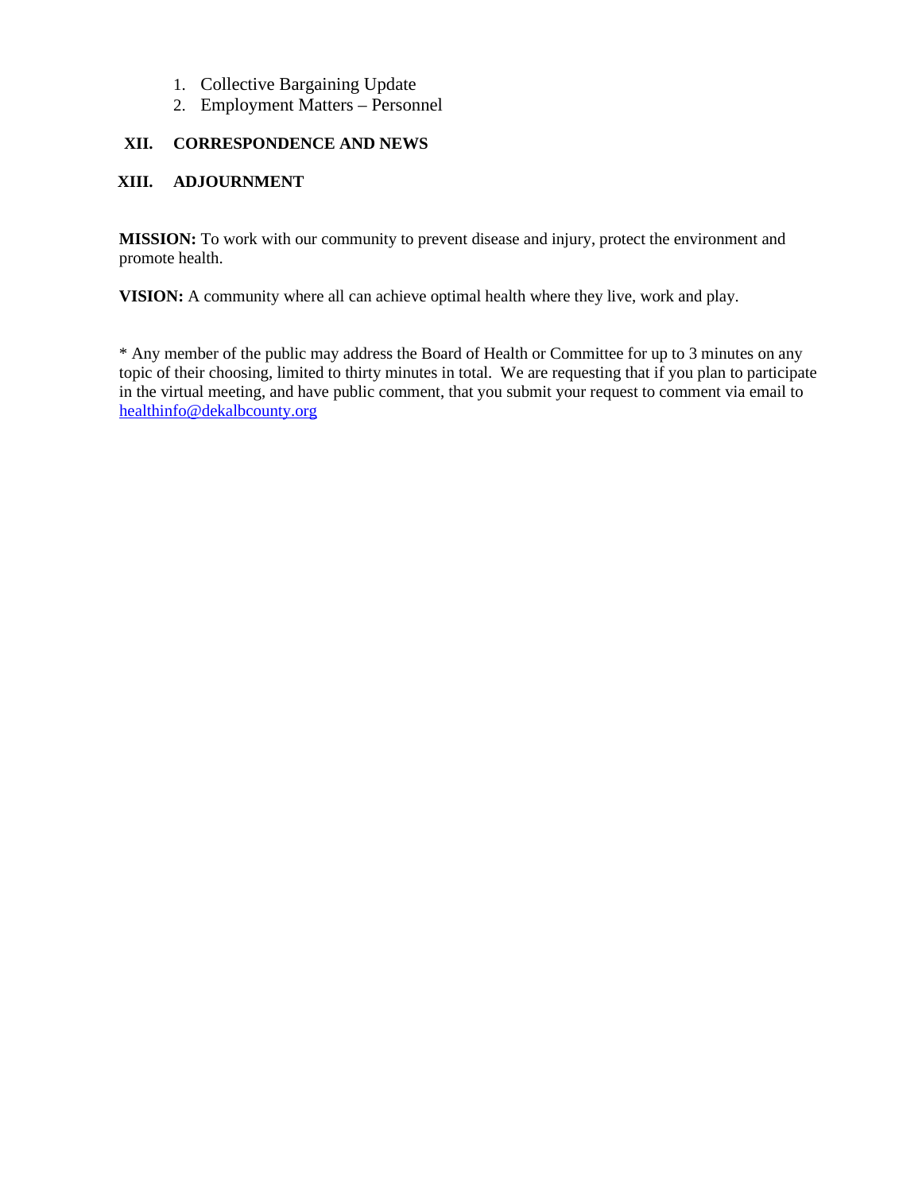1. Collective Bargaining Update
2. Employment Matters – Personnel

**XII. CORRESPONDENCE AND NEWS**

**XIII. ADJOURNMENT**

**MISSION:** To work with our community to prevent disease and injury, protect the environment and promote health.

**VISION:** A community where all can achieve optimal health where they live, work and play.

* Any member of the public may address the Board of Health or Committee for up to 3 minutes on any topic of their choosing, limited to thirty minutes in total. We are requesting that if you plan to participate in the virtual meeting, and have public comment, that you submit your request to comment via email to healthinfo@dekalbcounty.org